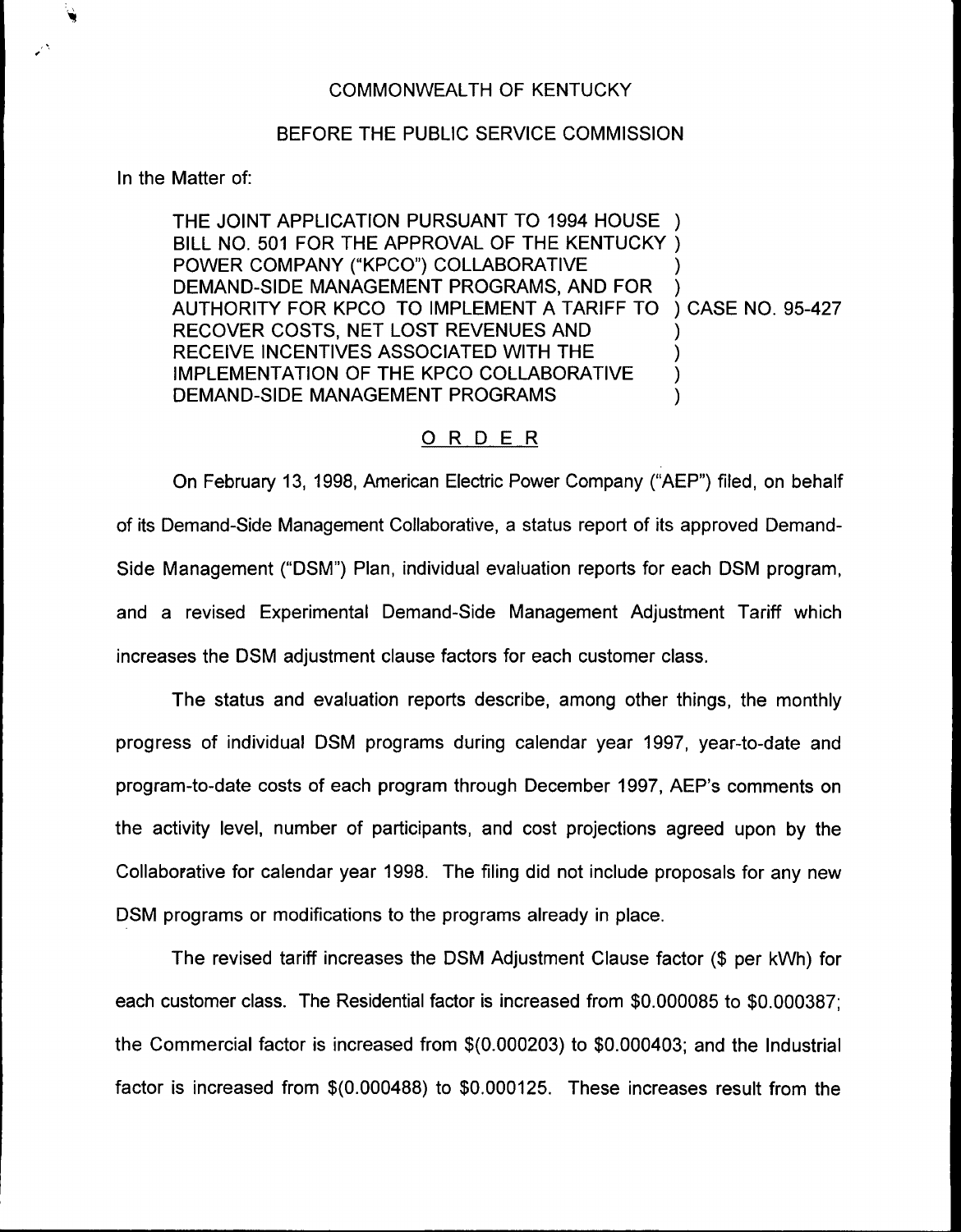COMMONWEALTH OF KENTUCKY

BEFORE THE PUBLIC SERVICE COMMISSION

In the Matter of:

THE JOINT APPLICATION PURSUANT TO 1994 HOUSE BILL NO. 501 FOR THE APPROVAL OF THE KENTUCKY POWER COMPANY ("KPCO") COLLABORATIVE DEMAND-SIDE MANAGEMENT PROGRAMS, AND FOR AUTHORITY FOR KPCO TO IMPLEMENT A TARIFF TO RECOVER COSTS, NET LOST REVENUES AND RECEIVE INCENTIVES ASSOCIATED WITH THE IMPLEMENTATION OF THE KPCO COLLABORATIVE DEMAND-SIDE MANAGEMENT PROGRAMS ) CASE NO. 95-427

## ORDER

On February 13, 1998, American Electric Power Company ("AEP") filed, on behalf of its Demand-Side Management Collaborative, a status report of its approved Demand-Side Management ("DSM") Plan, individual evaluation reports for each DSM program, and a revised Experimental Demand-Side Management Adjustment Tariff which increases the DSM adjustment clause factors for each customer class.

The status and evaluation reports describe, among other things, the monthly progress of individual DSM programs during calendar year 1997, year-to-date and program-to-date costs of each program through December 1997, AEP's comments on the activity level, number of participants, and cost projections agreed upon by the Collaborative for calendar year 1998. The filing did not include proposals for any new DSM programs or modifications to the programs already in place.

The revised tariff increases the DSM Adjustment Clause factor ($ per kWh) for each customer class. The Residential factor is increased from $0.000085 to $0.000387; the Commercial factor is increased from $(0.000203) to $0.000403; and the Industrial factor is increased from $(0.000488) to $0.000125. These increases result from the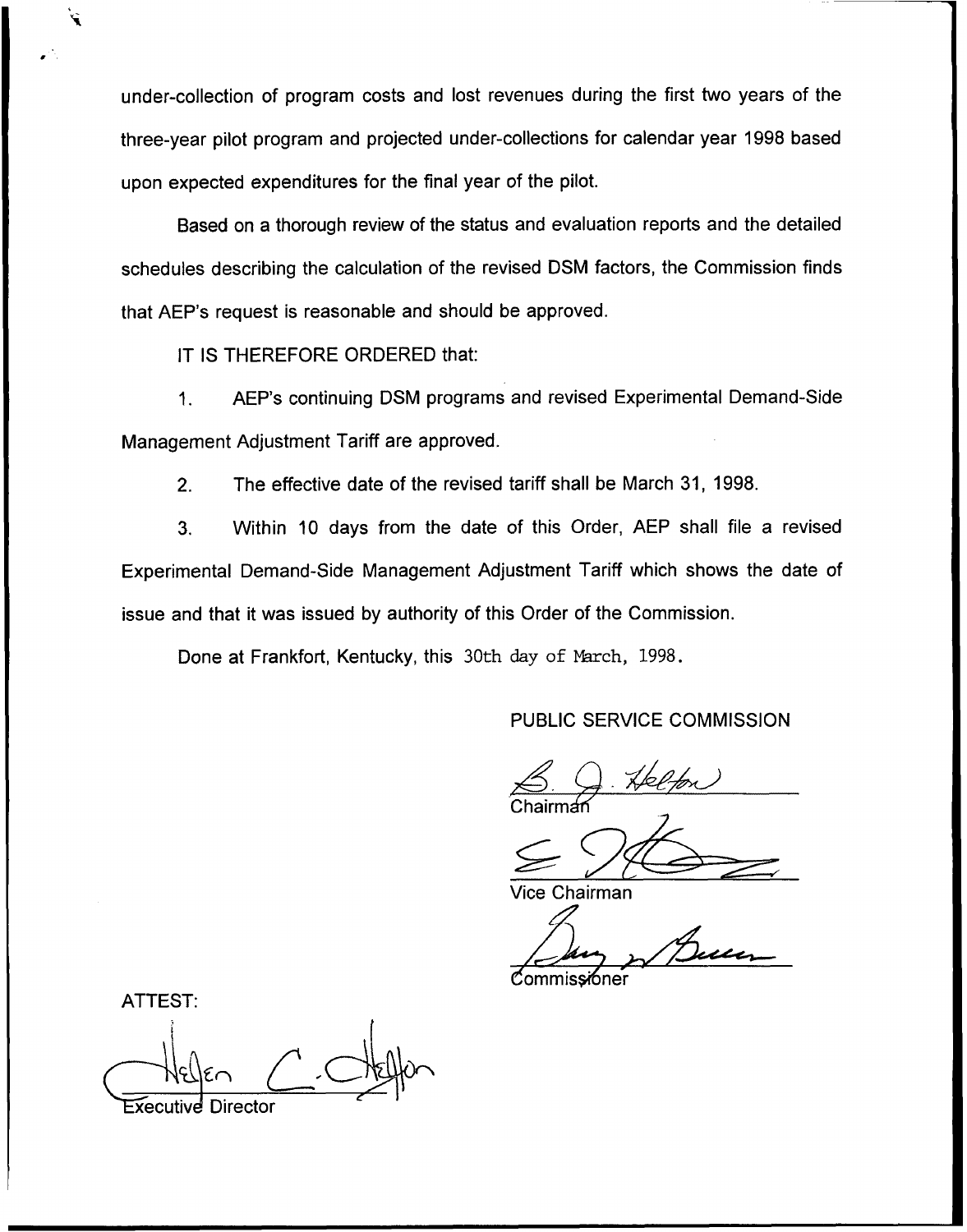under-collection of program costs and lost revenues during the first two years of the three-year pilot program and projected under-collections for calendar year 1998 based upon expected expenditures for the final year of the pilot.

Based on a thorough review of the status and evaluation reports and the detailed schedules describing the calculation of the revised DSM factors, the Commission finds that AEP's request is reasonable and should be approved.

IT IS THEREFORE ORDERED that:

1. AEP's continuing DSM programs and revised Experimental Demand-Side Management Adjustment Tariff are approved.

2. The effective date of the revised tariff shall be March 31, 1998.

3. Within 10 days from the date of this Order, AEP shall file a revised Experimental Demand-Side Management Adjustment Tariff which shows the date of issue and that it was issued by authority of this Order of the Commission.

Done at Frankfort, Kentucky, this 30th day of March, 1998.

PUBLIC SERVICE COMMISSION

Chairman

Vice Chairman

Commissioner

ATTEST:

Executive Director